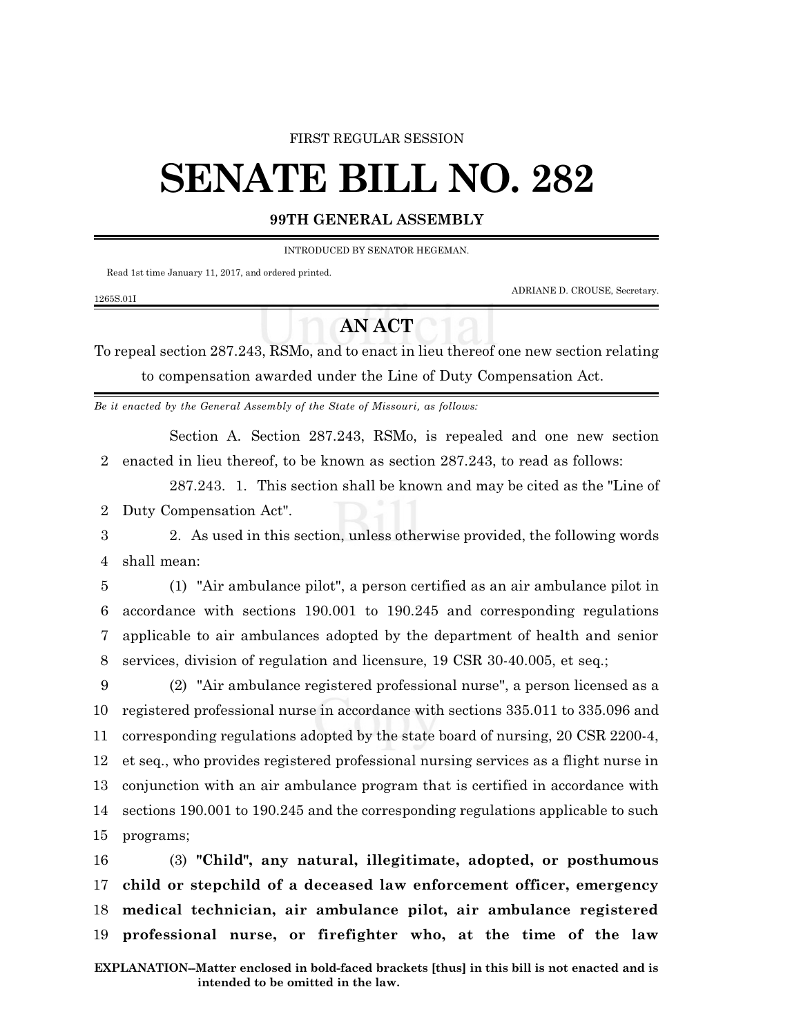FIRST REGULAR SESSION

# SENATE BILL NO. 282

## 99TH GENERAL ASSEMBLY

INTRODUCED BY SENATOR HEGEMAN.

Read 1st time January 11, 2017, and ordered printed.

ADRIANE D. CROUSE, Secretary.

1265S.01I

## AN ACT

To repeal section 287.243, RSMo, and to enact in lieu thereof one new section relating to compensation awarded under the Line of Duty Compensation Act.

*Be it enacted by the General Assembly of the State of Missouri, as follows:*

Section A. Section 287.243, RSMo, is repealed and one new section enacted in lieu thereof, to be known as section 287.243, to read as follows:

287.243. 1. This section shall be known and may be cited as the "Line of Duty Compensation Act".

2. As used in this section, unless otherwise provided, the following words shall mean:

(1) "Air ambulance pilot", a person certified as an air ambulance pilot in accordance with sections 190.001 to 190.245 and corresponding regulations applicable to air ambulances adopted by the department of health and senior services, division of regulation and licensure, 19 CSR 30-40.005, et seq.;

(2) "Air ambulance registered professional nurse", a person licensed as a registered professional nurse in accordance with sections 335.011 to 335.096 and corresponding regulations adopted by the state board of nursing, 20 CSR 2200-4, et seq., who provides registered professional nursing services as a flight nurse in conjunction with an air ambulance program that is certified in accordance with sections 190.001 to 190.245 and the corresponding regulations applicable to such programs;

(3) **"Child", any natural, illegitimate, adopted, or posthumous child or stepchild of a deceased law enforcement officer, emergency medical technician, air ambulance pilot, air ambulance registered professional nurse, or firefighter who, at the time of the law**

**EXPLANATION–Matter enclosed in bold-faced brackets [thus] in this bill is not enacted and is intended to be omitted in the law.**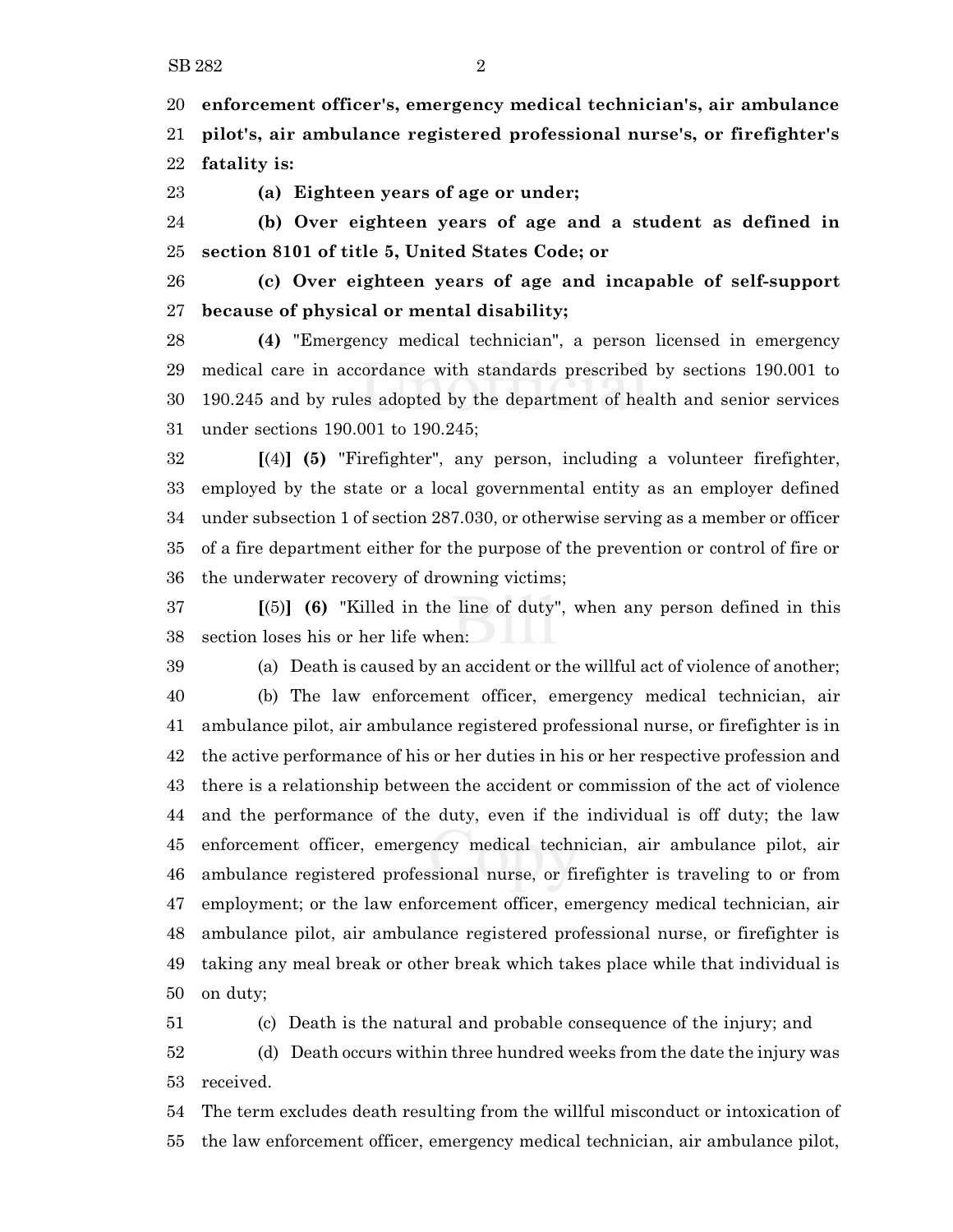**enforcement officer's, emergency medical technician's, air ambulance pilot's, air ambulance registered professional nurse's, or firefighter's fatality is:**

**(a) Eighteen years of age or under;**

**(b) Over eighteen years of age and a student as defined in section 8101 of title 5, United States Code; or**

**(c) Over eighteen years of age and incapable of self-support because of physical or mental disability;**

**(4)** "Emergency medical technician", a person licensed in emergency medical care in accordance with standards prescribed by sections 190.001 to 190.245 and by rules adopted by the department of health and senior services under sections 190.001 to 190.245;

**[**(4)**] (5)** "Firefighter", any person, including a volunteer firefighter, employed by the state or a local governmental entity as an employer defined under subsection 1 of section 287.030, or otherwise serving as a member or officer of a fire department either for the purpose of the prevention or control of fire or the underwater recovery of drowning victims;

**[**(5)**] (6)** "Killed in the line of duty", when any person defined in this section loses his or her life when:

(a) Death is caused by an accident or the willful act of violence of another;

(b) The law enforcement officer, emergency medical technician, air ambulance pilot, air ambulance registered professional nurse, or firefighter is in the active performance of his or her duties in his or her respective profession and there is a relationship between the accident or commission of the act of violence and the performance of the duty, even if the individual is off duty; the law enforcement officer, emergency medical technician, air ambulance pilot, air ambulance registered professional nurse, or firefighter is traveling to or from employment; or the law enforcement officer, emergency medical technician, air ambulance pilot, air ambulance registered professional nurse, or firefighter is taking any meal break or other break which takes place while that individual is on duty;

(c) Death is the natural and probable consequence of the injury; and

(d) Death occurs within three hundred weeks from the date the injury was received.

The term excludes death resulting from the willful misconduct or intoxication of the law enforcement officer, emergency medical technician, air ambulance pilot,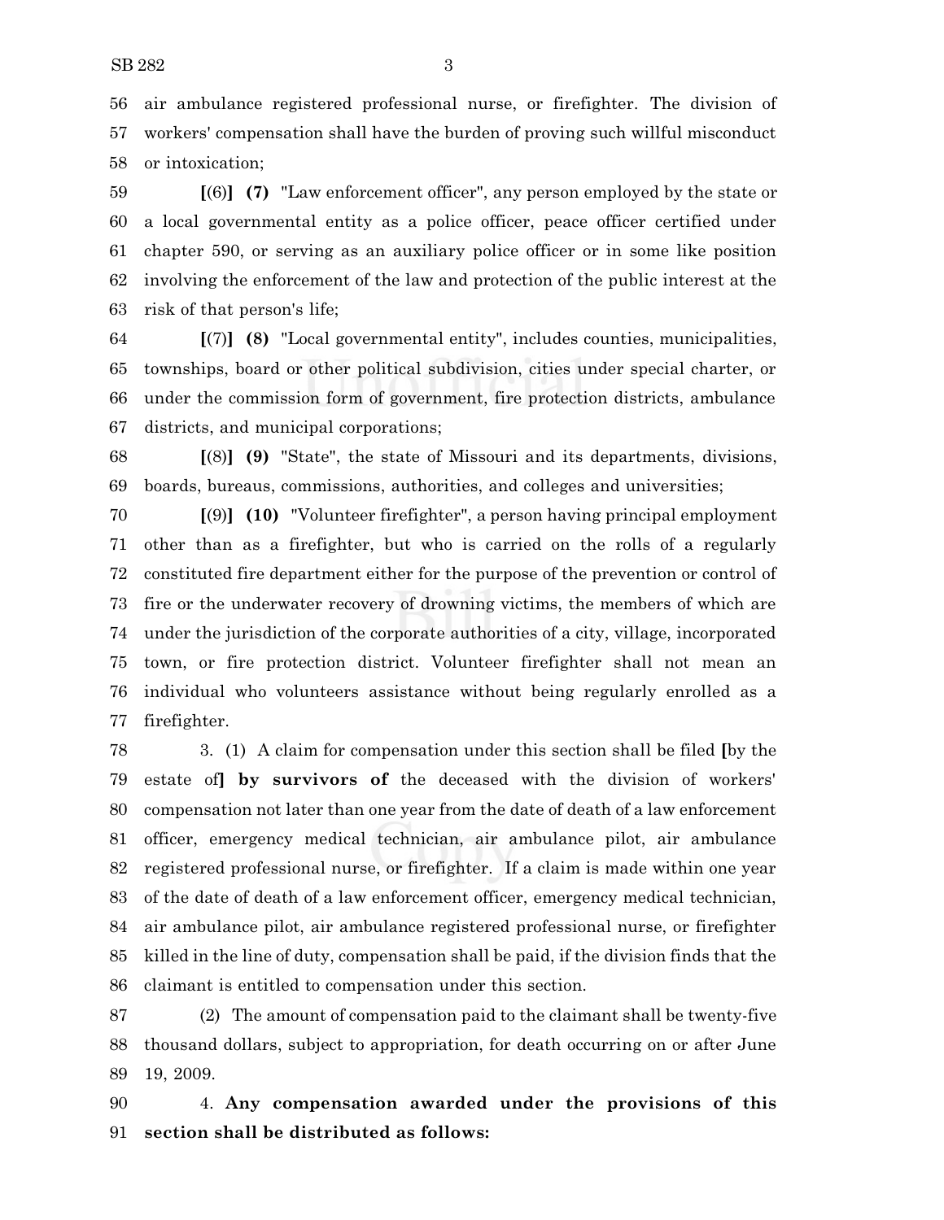air ambulance registered professional nurse, or firefighter. The division of workers' compensation shall have the burden of proving such willful misconduct or intoxication;

[(6)] **(7)** "Law enforcement officer", any person employed by the state or a local governmental entity as a police officer, peace officer certified under chapter 590, or serving as an auxiliary police officer or in some like position involving the enforcement of the law and protection of the public interest at the risk of that person's life;

[(7)] **(8)** "Local governmental entity", includes counties, municipalities, townships, board or other political subdivision, cities under special charter, or under the commission form of government, fire protection districts, ambulance districts, and municipal corporations;

[(8)] **(9)** "State", the state of Missouri and its departments, divisions, boards, bureaus, commissions, authorities, and colleges and universities;

[(9)] **(10)** "Volunteer firefighter", a person having principal employment other than as a firefighter, but who is carried on the rolls of a regularly constituted fire department either for the purpose of the prevention or control of fire or the underwater recovery of drowning victims, the members of which are under the jurisdiction of the corporate authorities of a city, village, incorporated town, or fire protection district. Volunteer firefighter shall not mean an individual who volunteers assistance without being regularly enrolled as a firefighter.

3. (1) A claim for compensation under this section shall be filed [by the estate of] **by survivors of** the deceased with the division of workers' compensation not later than one year from the date of death of a law enforcement officer, emergency medical technician, air ambulance pilot, air ambulance registered professional nurse, or firefighter. If a claim is made within one year of the date of death of a law enforcement officer, emergency medical technician, air ambulance pilot, air ambulance registered professional nurse, or firefighter killed in the line of duty, compensation shall be paid, if the division finds that the claimant is entitled to compensation under this section.

(2) The amount of compensation paid to the claimant shall be twenty-five thousand dollars, subject to appropriation, for death occurring on or after June 19, 2009.

4. **Any compensation awarded under the provisions of this section shall be distributed as follows:**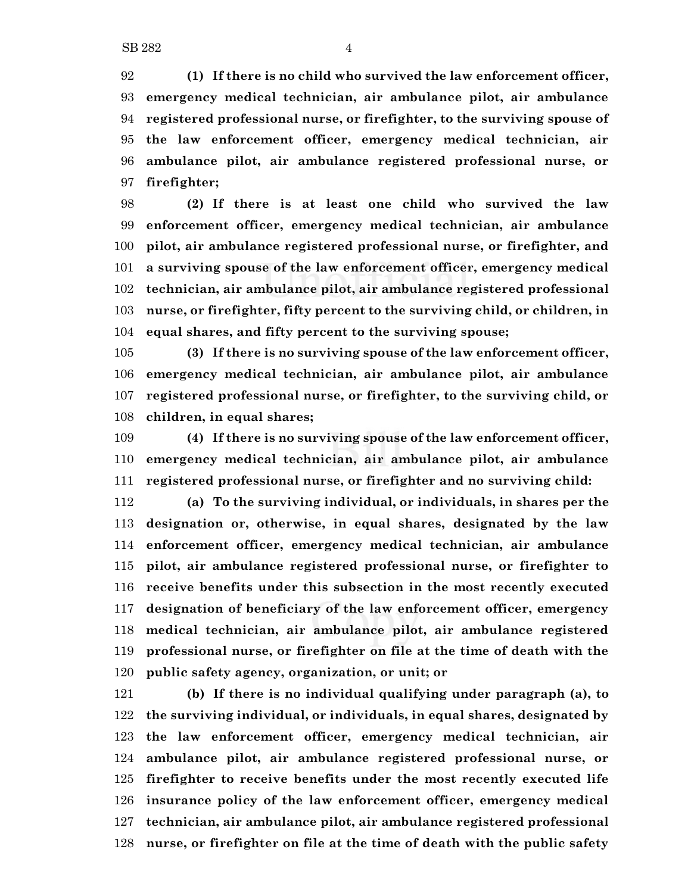**(1) If there is no child who survived the law enforcement officer, emergency medical technician, air ambulance pilot, air ambulance registered professional nurse, or firefighter, to the surviving spouse of the law enforcement officer, emergency medical technician, air ambulance pilot, air ambulance registered professional nurse, or firefighter;**

**(2) If there is at least one child who survived the law enforcement officer, emergency medical technician, air ambulance pilot, air ambulance registered professional nurse, or firefighter, and a surviving spouse of the law enforcement officer, emergency medical technician, air ambulance pilot, air ambulance registered professional nurse, or firefighter, fifty percent to the surviving child, or children, in equal shares, and fifty percent to the surviving spouse;**

**(3) If there is no surviving spouse of the law enforcement officer, emergency medical technician, air ambulance pilot, air ambulance registered professional nurse, or firefighter, to the surviving child, or children, in equal shares;**

**(4) If there is no surviving spouse of the law enforcement officer, emergency medical technician, air ambulance pilot, air ambulance registered professional nurse, or firefighter and no surviving child:**

**(a) To the surviving individual, or individuals, in shares per the designation or, otherwise, in equal shares, designated by the law enforcement officer, emergency medical technician, air ambulance pilot, air ambulance registered professional nurse, or firefighter to receive benefits under this subsection in the most recently executed designation of beneficiary of the law enforcement officer, emergency medical technician, air ambulance pilot, air ambulance registered professional nurse, or firefighter on file at the time of death with the public safety agency, organization, or unit; or**

**(b) If there is no individual qualifying under paragraph (a), to the surviving individual, or individuals, in equal shares, designated by the law enforcement officer, emergency medical technician, air ambulance pilot, air ambulance registered professional nurse, or firefighter to receive benefits under the most recently executed life insurance policy of the law enforcement officer, emergency medical technician, air ambulance pilot, air ambulance registered professional nurse, or firefighter on file at the time of death with the public safety**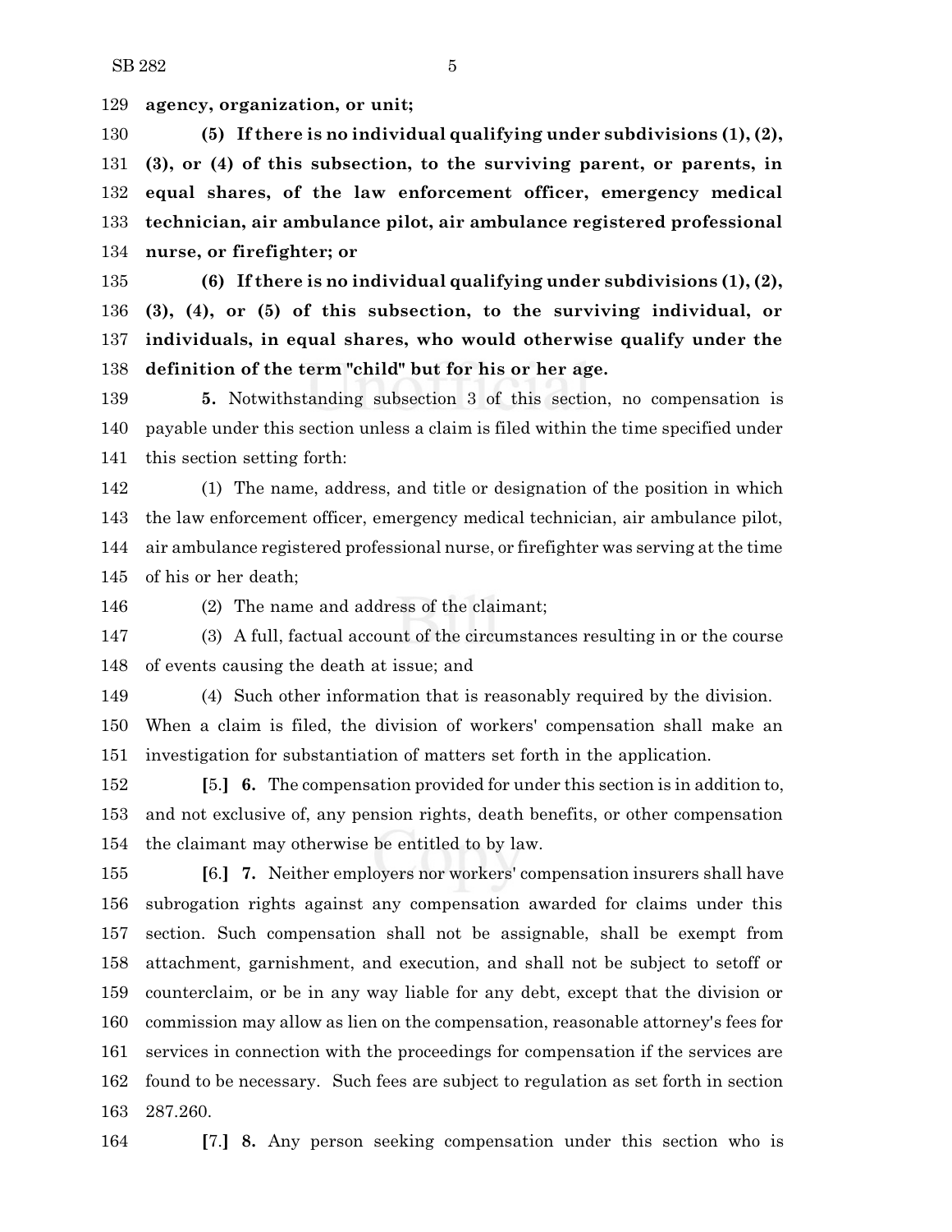**agency, organization, or unit;**

**(5) If there is no individual qualifying under subdivisions (1), (2), (3), or (4) of this subsection, to the surviving parent, or parents, in equal shares, of the law enforcement officer, emergency medical technician, air ambulance pilot, air ambulance registered professional nurse, or firefighter; or**

**(6) If there is no individual qualifying under subdivisions (1), (2), (3), (4), or (5) of this subsection, to the surviving individual, or individuals, in equal shares, who would otherwise qualify under the definition of the term "child" but for his or her age.**

**5.** Notwithstanding subsection 3 of this section, no compensation is payable under this section unless a claim is filed within the time specified under this section setting forth:

(1) The name, address, and title or designation of the position in which the law enforcement officer, emergency medical technician, air ambulance pilot, air ambulance registered professional nurse, or firefighter was serving at the time of his or her death;

(2) The name and address of the claimant;

(3) A full, factual account of the circumstances resulting in or the course of events causing the death at issue; and

(4) Such other information that is reasonably required by the division.

When a claim is filed, the division of workers' compensation shall make an investigation for substantiation of matters set forth in the application.

**[**5.**]** **6.** The compensation provided for under this section is in addition to, and not exclusive of, any pension rights, death benefits, or other compensation the claimant may otherwise be entitled to by law.

**[**6.**]** **7.** Neither employers nor workers' compensation insurers shall have subrogation rights against any compensation awarded for claims under this section. Such compensation shall not be assignable, shall be exempt from attachment, garnishment, and execution, and shall not be subject to setoff or counterclaim, or be in any way liable for any debt, except that the division or commission may allow as lien on the compensation, reasonable attorney's fees for services in connection with the proceedings for compensation if the services are found to be necessary. Such fees are subject to regulation as set forth in section 287.260.

**[**7.**]** **8.** Any person seeking compensation under this section who is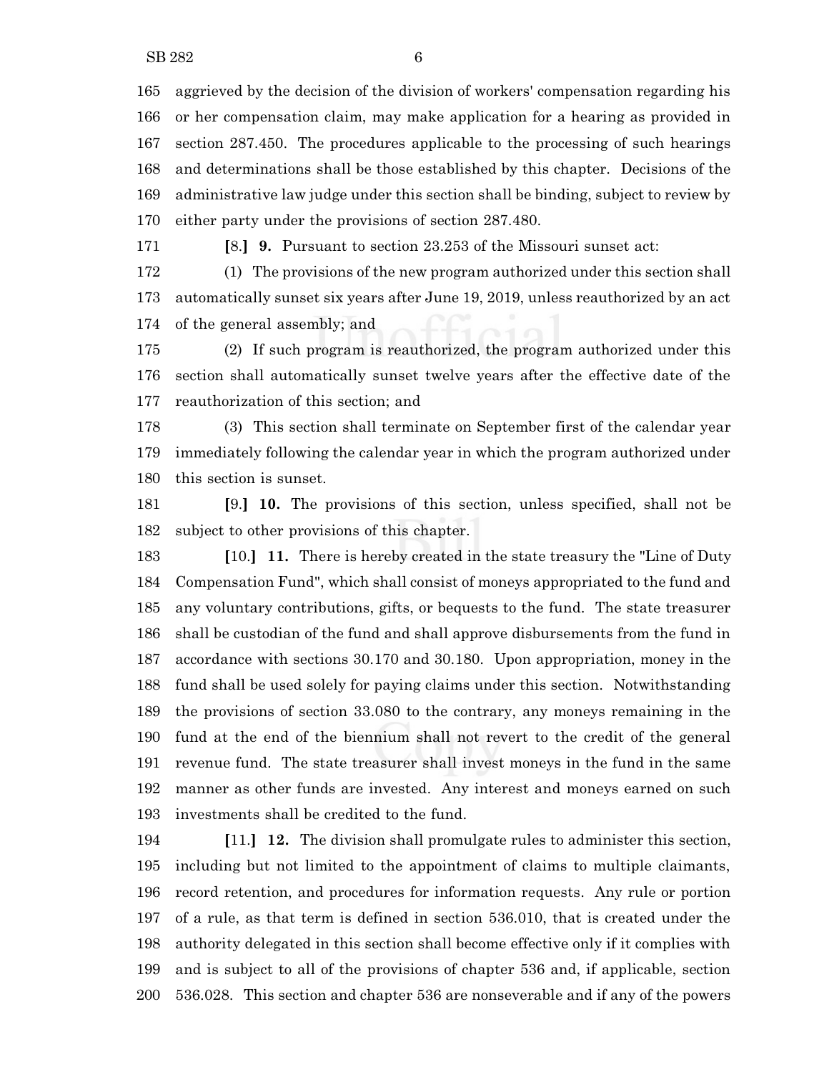aggrieved by the decision of the division of workers' compensation regarding his or her compensation claim, may make application for a hearing as provided in section 287.450. The procedures applicable to the processing of such hearings and determinations shall be those established by this chapter. Decisions of the administrative law judge under this section shall be binding, subject to review by either party under the provisions of section 287.480.

[8.] **9.** Pursuant to section 23.253 of the Missouri sunset act:

(1) The provisions of the new program authorized under this section shall automatically sunset six years after June 19, 2019, unless reauthorized by an act of the general assembly; and

(2) If such program is reauthorized, the program authorized under this section shall automatically sunset twelve years after the effective date of the reauthorization of this section; and

(3) This section shall terminate on September first of the calendar year immediately following the calendar year in which the program authorized under this section is sunset.

[9.] **10.** The provisions of this section, unless specified, shall not be subject to other provisions of this chapter.

[10.] **11.** There is hereby created in the state treasury the "Line of Duty Compensation Fund", which shall consist of moneys appropriated to the fund and any voluntary contributions, gifts, or bequests to the fund. The state treasurer shall be custodian of the fund and shall approve disbursements from the fund in accordance with sections 30.170 and 30.180. Upon appropriation, money in the fund shall be used solely for paying claims under this section. Notwithstanding the provisions of section 33.080 to the contrary, any moneys remaining in the fund at the end of the biennium shall not revert to the credit of the general revenue fund. The state treasurer shall invest moneys in the fund in the same manner as other funds are invested. Any interest and moneys earned on such investments shall be credited to the fund.

[11.] **12.** The division shall promulgate rules to administer this section, including but not limited to the appointment of claims to multiple claimants, record retention, and procedures for information requests. Any rule or portion of a rule, as that term is defined in section 536.010, that is created under the authority delegated in this section shall become effective only if it complies with and is subject to all of the provisions of chapter 536 and, if applicable, section 536.028. This section and chapter 536 are nonseverable and if any of the powers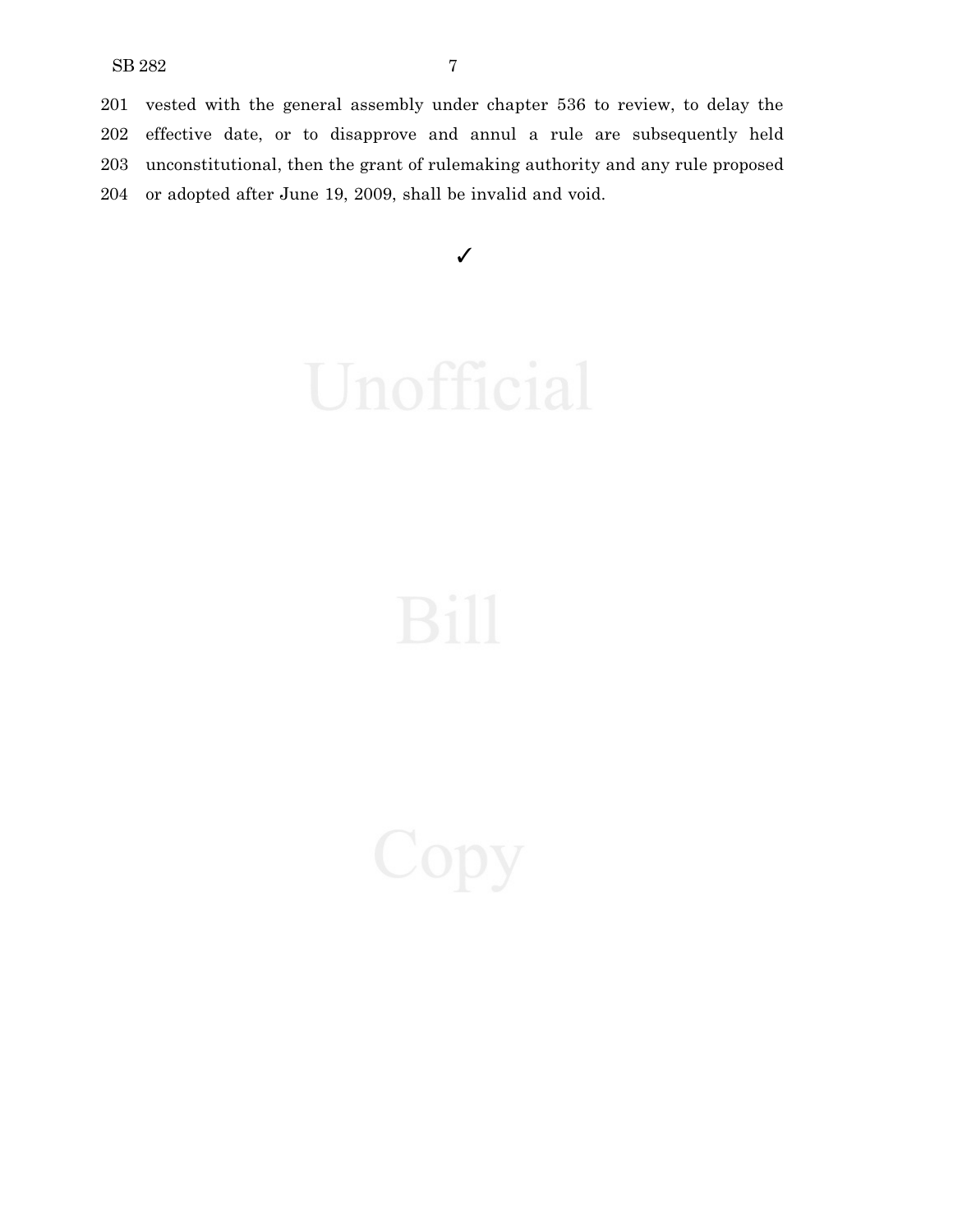201 vested with the general assembly under chapter 536 to review, to delay the
202 effective date, or to disapprove and annul a rule are subsequently held
203 unconstitutional, then the grant of rulemaking authority and any rule proposed
204 or adopted after June 19, 2009, shall be invalid and void.

✓